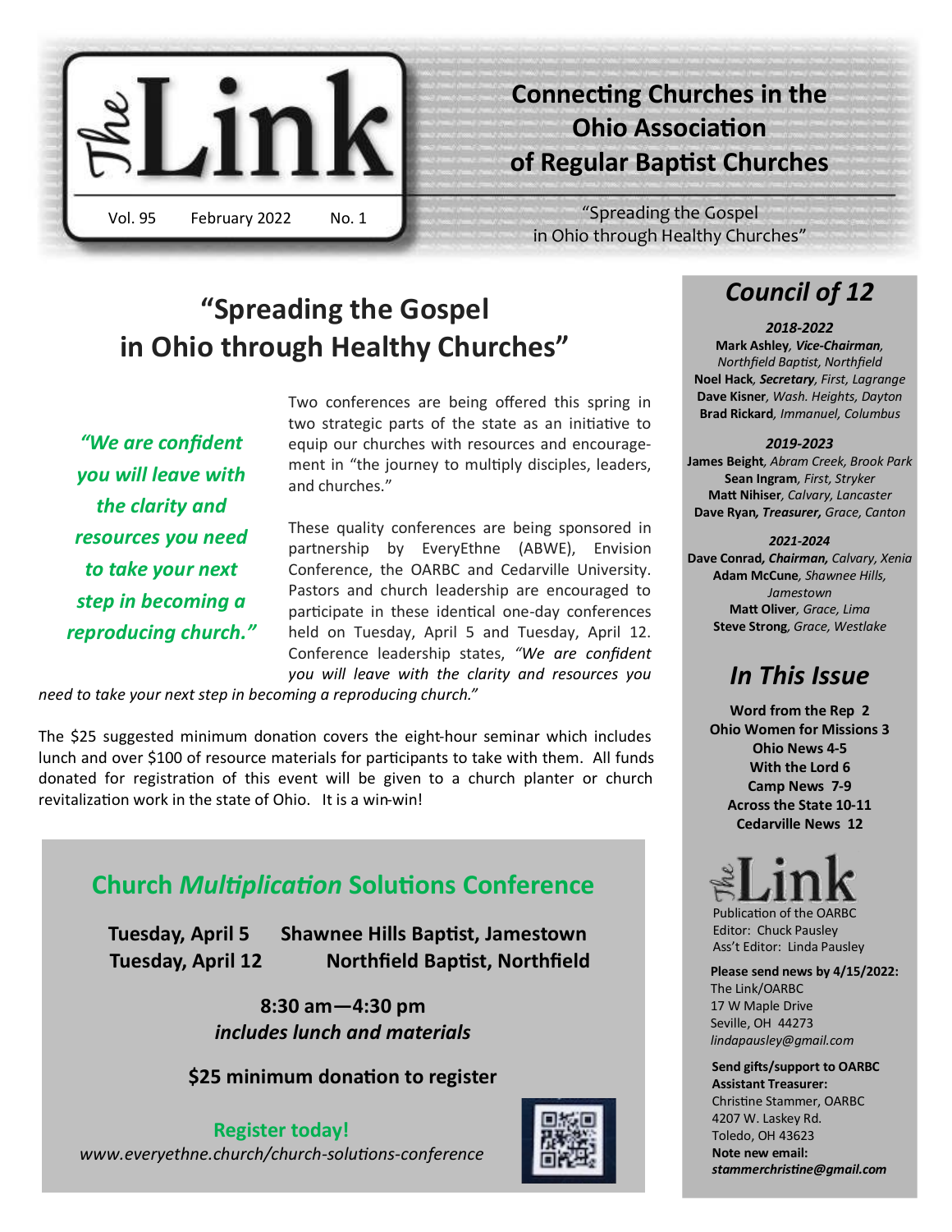# The Link

Vol. 95 February 2022 No. 1

**Connecting Churches in the Ohio Association of Regular Baptist Churches**

"Spreading the Gospel in Ohio through Healthy Churches"

## "Spreading the Gospel in Ohio through Healthy Churches"

*"We are confident you will leave with the clarity and resources you need to take your next step in becoming a reproducing church."*

Two conferences are being offered this spring in two strategic parts of the state as an initiative to equip our churches with resources and encouragement in "the journey to multiply disciples, leaders, and churches."

These quality conferences are being sponsored in partnership by EveryEthne (ABWE), Envision Conference, the OARBC and Cedarville University. Pastors and church leadership are encouraged to participate in these identical one-day conferences held on Tuesday, April 5 and Tuesday, April 12. Conference leadership states, *"We are confident you will leave with the clarity and resources you need to take your next step in becoming a reproducing church."*

The $25 suggested minimum donation covers the eight-hour seminar which includes lunch and over $100 of resource materials for participants to take with them. All funds donated for registration of this event will be given to a church planter or church revitalization work in the state of Ohio. It is a win-win!

### Church *Multiplication* Solutions Conference

**Tuesday, April 5** — **Shawnee Hills Baptist, Jamestown**
**Tuesday, April 12** — **Northfield Baptist, Northfield**

**8:30 am—4:30 pm**
***includes lunch and materials***

**$25 minimum donation to register**

**Register today!**
*www.everyethne.church/church-solutions-conference*

## *Council of 12*

***2018-2022***
**Mark Ashley**, ***Vice-Chairman***, *Northfield Baptist, Northfield*
**Noel Hack**, ***Secretary***, *First, Lagrange*
**Dave Kisner**, *Wash. Heights, Dayton*
**Brad Rickard**, *Immanuel, Columbus*

***2019-2023***
**James Beight**, *Abram Creek, Brook Park*
**Sean Ingram**, *First, Stryker*
**Matt Nihiser**, *Calvary, Lancaster*
**Dave Ryan**, ***Treasurer***, *Grace, Canton*

***2021-2024***
**Dave Conrad**, ***Chairman***, *Calvary, Xenia*
**Adam McCune**, *Shawnee Hills, Jamestown*
**Matt Oliver**, *Grace, Lima*
**Steve Strong**, *Grace, Westlake*

## *In This Issue*

**Word from the Rep 2**
**Ohio Women for Missions 3**
**Ohio News 4-5**
**With the Lord 6**
**Camp News 7-9**
**Across the State 10-11**
**Cedarville News 12**

**The Link**
Publication of the OARBC
Editor: Chuck Pausley
Ass't Editor: Linda Pausley

**Please send news by 4/15/2022:**
The Link/OARBC
17 W Maple Drive
Seville, OH 44273
*lindapausley@gmail.com*

**Send gifts/support to OARBC Assistant Treasurer:**
Christine Stammer, OARBC
4207 W. Laskey Rd.
Toledo, OH 43623
**Note new email:**
***stammerchristine@gmail.com***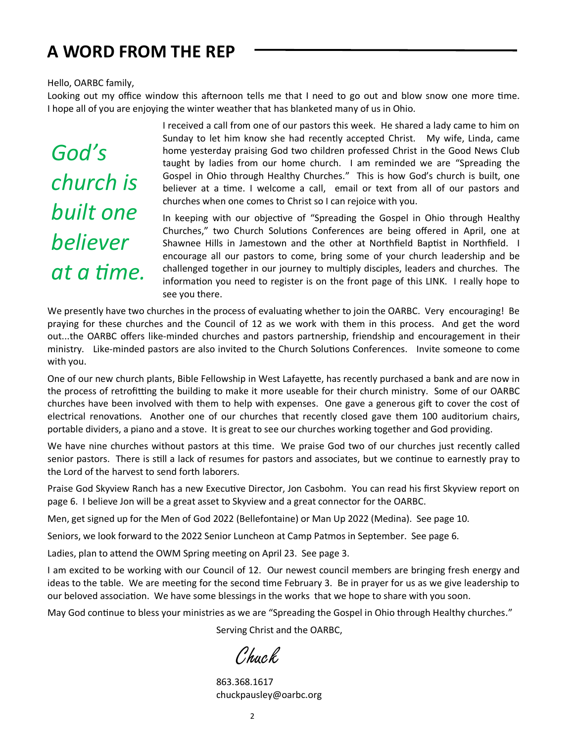# A WORD FROM THE REP

Hello, OARBC family,

Looking out my office window this afternoon tells me that I need to go out and blow snow one more time. I hope all of you are enjoying the winter weather that has blanketed many of us in Ohio.

*God's church is built one believer at a time.*

I received a call from one of our pastors this week. He shared a lady came to him on Sunday to let him know she had recently accepted Christ. My wife, Linda, came home yesterday praising God two children professed Christ in the Good News Club taught by ladies from our home church. I am reminded we are "Spreading the Gospel in Ohio through Healthy Churches." This is how God's church is built, one believer at a time. I welcome a call, email or text from all of our pastors and churches when one comes to Christ so I can rejoice with you.

In keeping with our objective of "Spreading the Gospel in Ohio through Healthy Churches," two Church Solutions Conferences are being offered in April, one at Shawnee Hills in Jamestown and the other at Northfield Baptist in Northfield. I encourage all our pastors to come, bring some of your church leadership and be challenged together in our journey to multiply disciples, leaders and churches. The information you need to register is on the front page of this LINK. I really hope to see you there.

We presently have two churches in the process of evaluating whether to join the OARBC. Very encouraging! Be praying for these churches and the Council of 12 as we work with them in this process. And get the word out...the OARBC offers like-minded churches and pastors partnership, friendship and encouragement in their ministry. Like-minded pastors are also invited to the Church Solutions Conferences. Invite someone to come with you.

One of our new church plants, Bible Fellowship in West Lafayette, has recently purchased a bank and are now in the process of retrofitting the building to make it more useable for their church ministry. Some of our OARBC churches have been involved with them to help with expenses. One gave a generous gift to cover the cost of electrical renovations. Another one of our churches that recently closed gave them 100 auditorium chairs, portable dividers, a piano and a stove. It is great to see our churches working together and God providing.

We have nine churches without pastors at this time. We praise God two of our churches just recently called senior pastors. There is still a lack of resumes for pastors and associates, but we continue to earnestly pray to the Lord of the harvest to send forth laborers.

Praise God Skyview Ranch has a new Executive Director, Jon Casbohm. You can read his first Skyview report on page 6. I believe Jon will be a great asset to Skyview and a great connector for the OARBC.

Men, get signed up for the Men of God 2022 (Bellefontaine) or Man Up 2022 (Medina). See page 10.

Seniors, we look forward to the 2022 Senior Luncheon at Camp Patmos in September. See page 6.

Ladies, plan to attend the OWM Spring meeting on April 23. See page 3.

I am excited to be working with our Council of 12. Our newest council members are bringing fresh energy and ideas to the table. We are meeting for the second time February 3. Be in prayer for us as we give leadership to our beloved association. We have some blessings in the works that we hope to share with you soon.

May God continue to bless your ministries as we are "Spreading the Gospel in Ohio through Healthy churches."

Serving Christ and the OARBC,

*Chuck*

863.368.1617
chuckpausley@oarbc.org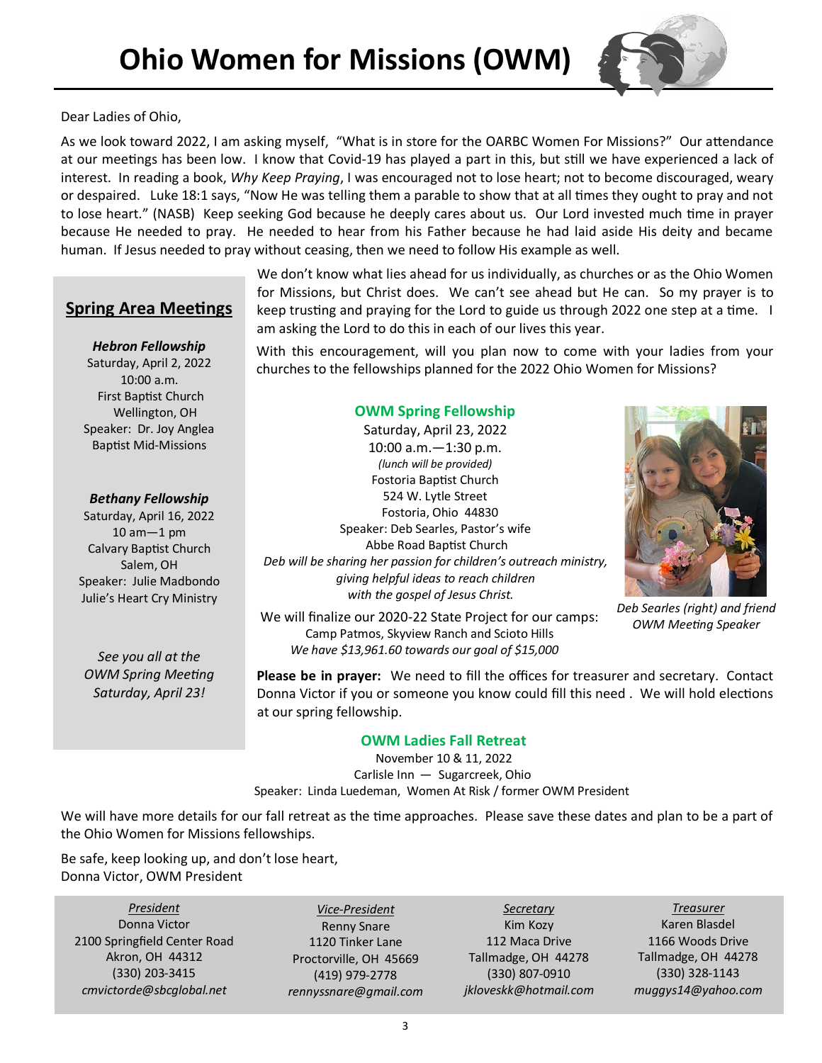# Ohio Women for Missions (OWM)

Dear Ladies of Ohio,

As we look toward 2022, I am asking myself, "What is in store for the OARBC Women For Missions?" Our attendance at our meetings has been low. I know that Covid-19 has played a part in this, but still we have experienced a lack of interest. In reading a book, *Why Keep Praying*, I was encouraged not to lose heart; not to become discouraged, weary or despaired. Luke 18:1 says, "Now He was telling them a parable to show that at all times they ought to pray and not to lose heart." (NASB) Keep seeking God because he deeply cares about us. Our Lord invested much time in prayer because He needed to pray. He needed to hear from his Father because he had laid aside His deity and became human. If Jesus needed to pray without ceasing, then we need to follow His example as well.

We don't know what lies ahead for us individually, as churches or as the Ohio Women for Missions, but Christ does. We can't see ahead but He can. So my prayer is to keep trusting and praying for the Lord to guide us through 2022 one step at a time. I am asking the Lord to do this in each of our lives this year.

With this encouragement, will you plan now to come with your ladies from your churches to the fellowships planned for the 2022 Ohio Women for Missions?

## Spring Area Meetings

***Hebron Fellowship***
Saturday, April 2, 2022
10:00 a.m.
First Baptist Church
Wellington, OH
Speaker: Dr. Joy Anglea
Baptist Mid-Missions

***Bethany Fellowship***
Saturday, April 16, 2022
10 am—1 pm
Calvary Baptist Church
Salem, OH
Speaker: Julie Madbondo
Julie's Heart Cry Ministry

*See you all at the OWM Spring Meeting Saturday, April 23!*

## OWM Spring Fellowship

Saturday, April 23, 2022
10:00 a.m.—1:30 p.m.
*(lunch will be provided)*
Fostoria Baptist Church
524 W. Lytle Street
Fostoria, Ohio 44830
Speaker: Deb Searles, Pastor's wife
Abbe Road Baptist Church
*Deb will be sharing her passion for children's outreach ministry, giving helpful ideas to reach children with the gospel of Jesus Christ.*

*Deb Searles (right) and friend OWM Meeting Speaker*

We will finalize our 2020-22 State Project for our camps:
Camp Patmos, Skyview Ranch and Scioto Hills
*We have $13,961.60 towards our goal of $15,000*

**Please be in prayer:** We need to fill the offices for treasurer and secretary. Contact Donna Victor if you or someone you know could fill this need . We will hold elections at our spring fellowship.

## OWM Ladies Fall Retreat

November 10 & 11, 2022
Carlisle Inn — Sugarcreek, Ohio
Speaker: Linda Luedeman, Women At Risk / former OWM President

We will have more details for our fall retreat as the time approaches. Please save these dates and plan to be a part of the Ohio Women for Missions fellowships.

Be safe, keep looking up, and don't lose heart,
Donna Victor, OWM President

| *President* | *Vice-President* | *Secretary* | *Treasurer* |
|---|---|---|---|
| Donna Victor | Renny Snare | Kim Kozy | Karen Blasdel |
| 2100 Springfield Center Road | 1120 Tinker Lane | 112 Maca Drive | 1166 Woods Drive |
| Akron, OH 44312 | Proctorville, OH 45669 | Tallmadge, OH 44278 | Tallmadge, OH 44278 |
| (330) 203-3415 | (419) 979-2778 | (330) 807-0910 | (330) 328-1143 |
| *cmvictorde@sbcglobal.net* | *rennyssnare@gmail.com* | *jkloveskk@hotmail.com* | *muggys14@yahoo.com* |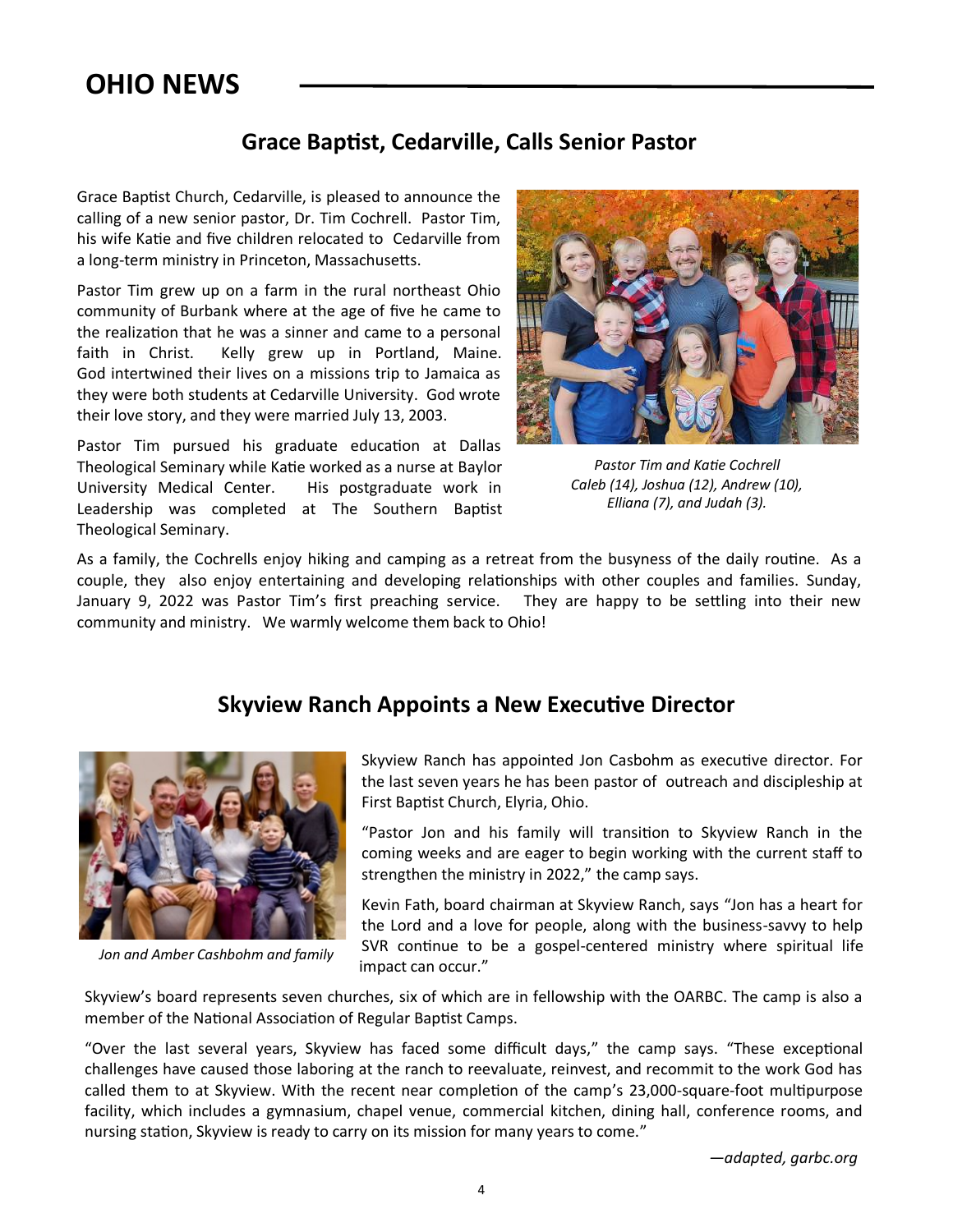# OHIO NEWS

## Grace Baptist, Cedarville, Calls Senior Pastor

Grace Baptist Church, Cedarville, is pleased to announce the calling of a new senior pastor, Dr. Tim Cochrell. Pastor Tim, his wife Katie and five children relocated to Cedarville from a long-term ministry in Princeton, Massachusetts.

Pastor Tim grew up on a farm in the rural northeast Ohio community of Burbank where at the age of five he came to the realization that he was a sinner and came to a personal faith in Christ. Kelly grew up in Portland, Maine. God intertwined their lives on a missions trip to Jamaica as they were both students at Cedarville University. God wrote their love story, and they were married July 13, 2003.

Pastor Tim pursued his graduate education at Dallas Theological Seminary while Katie worked as a nurse at Baylor University Medical Center. His postgraduate work in Leadership was completed at The Southern Baptist Theological Seminary.

*Pastor Tim and Katie Cochrell Caleb (14), Joshua (12), Andrew (10), Elliana (7), and Judah (3).*

As a family, the Cochrells enjoy hiking and camping as a retreat from the busyness of the daily routine. As a couple, they also enjoy entertaining and developing relationships with other couples and families. Sunday, January 9, 2022 was Pastor Tim's first preaching service. They are happy to be settling into their new community and ministry. We warmly welcome them back to Ohio!

## Skyview Ranch Appoints a New Executive Director

*Jon and Amber Cashbohm and family*

Skyview Ranch has appointed Jon Casbohm as executive director. For the last seven years he has been pastor of outreach and discipleship at First Baptist Church, Elyria, Ohio.

"Pastor Jon and his family will transition to Skyview Ranch in the coming weeks and are eager to begin working with the current staff to strengthen the ministry in 2022," the camp says.

Kevin Fath, board chairman at Skyview Ranch, says "Jon has a heart for the Lord and a love for people, along with the business-savvy to help SVR continue to be a gospel-centered ministry where spiritual life impact can occur."

Skyview's board represents seven churches, six of which are in fellowship with the OARBC. The camp is also a member of the National Association of Regular Baptist Camps.

"Over the last several years, Skyview has faced some difficult days," the camp says. "These exceptional challenges have caused those laboring at the ranch to reevaluate, reinvest, and recommit to the work God has called them to at Skyview. With the recent near completion of the camp's 23,000-square-foot multipurpose facility, which includes a gymnasium, chapel venue, commercial kitchen, dining hall, conference rooms, and nursing station, Skyview is ready to carry on its mission for many years to come."

*—adapted, garbc.org*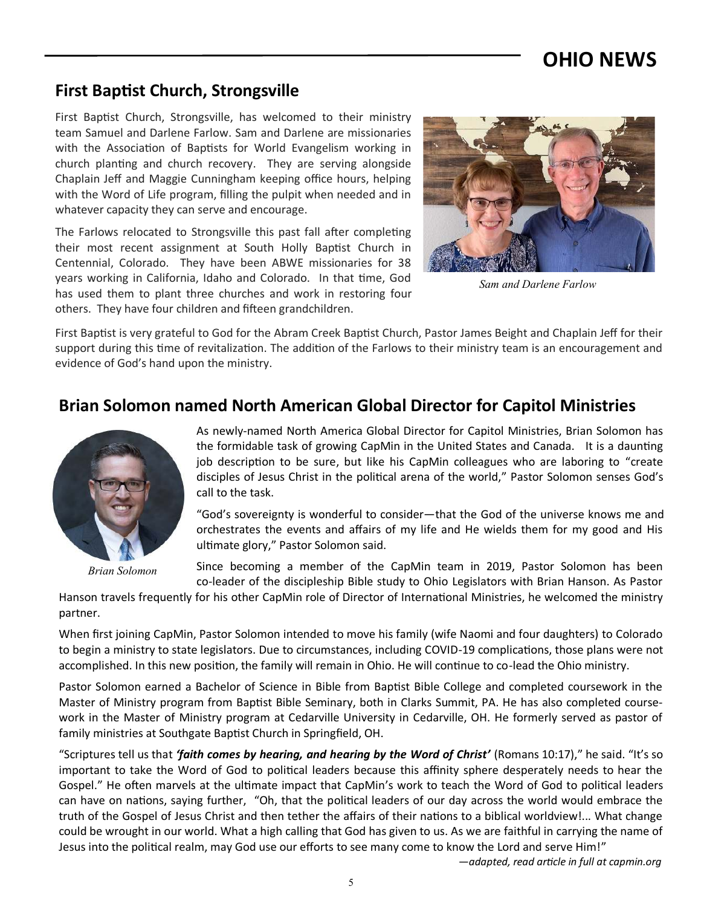# OHIO NEWS

## First Baptist Church, Strongsville

First Baptist Church, Strongsville, has welcomed to their ministry team Samuel and Darlene Farlow. Sam and Darlene are missionaries with the Association of Baptists for World Evangelism working in church planting and church recovery. They are serving alongside Chaplain Jeff and Maggie Cunningham keeping office hours, helping with the Word of Life program, filling the pulpit when needed and in whatever capacity they can serve and encourage.

The Farlows relocated to Strongsville this past fall after completing their most recent assignment at South Holly Baptist Church in Centennial, Colorado. They have been ABWE missionaries for 38 years working in California, Idaho and Colorado. In that time, God has used them to plant three churches and work in restoring four others. They have four children and fifteen grandchildren.

*Sam and Darlene Farlow*

First Baptist is very grateful to God for the Abram Creek Baptist Church, Pastor James Beight and Chaplain Jeff for their support during this time of revitalization. The addition of the Farlows to their ministry team is an encouragement and evidence of God's hand upon the ministry.

## Brian Solomon named North American Global Director for Capitol Ministries

*Brian Solomon*

As newly-named North America Global Director for Capitol Ministries, Brian Solomon has the formidable task of growing CapMin in the United States and Canada. It is a daunting job description to be sure, but like his CapMin colleagues who are laboring to "create disciples of Jesus Christ in the political arena of the world," Pastor Solomon senses God's call to the task.

"God's sovereignty is wonderful to consider—that the God of the universe knows me and orchestrates the events and affairs of my life and He wields them for my good and His ultimate glory," Pastor Solomon said.

Since becoming a member of the CapMin team in 2019, Pastor Solomon has been co-leader of the discipleship Bible study to Ohio Legislators with Brian Hanson. As Pastor Hanson travels frequently for his other CapMin role of Director of International Ministries, he welcomed the ministry partner.

When first joining CapMin, Pastor Solomon intended to move his family (wife Naomi and four daughters) to Colorado to begin a ministry to state legislators. Due to circumstances, including COVID-19 complications, those plans were not accomplished. In this new position, the family will remain in Ohio. He will continue to co-lead the Ohio ministry.

Pastor Solomon earned a Bachelor of Science in Bible from Baptist Bible College and completed coursework in the Master of Ministry program from Baptist Bible Seminary, both in Clarks Summit, PA. He has also completed coursework in the Master of Ministry program at Cedarville University in Cedarville, OH. He formerly served as pastor of family ministries at Southgate Baptist Church in Springfield, OH.

"Scriptures tell us that ***'faith comes by hearing, and hearing by the Word of Christ'*** (Romans 10:17)," he said. "It's so important to take the Word of God to political leaders because this affinity sphere desperately needs to hear the Gospel." He often marvels at the ultimate impact that CapMin's work to teach the Word of God to political leaders can have on nations, saying further, "Oh, that the political leaders of our day across the world would embrace the truth of the Gospel of Jesus Christ and then tether the affairs of their nations to a biblical worldview!... What change could be wrought in our world. What a high calling that God has given to us. As we are faithful in carrying the name of Jesus into the political realm, may God use our efforts to see many come to know the Lord and serve Him!"

*—adapted, read article in full at capmin.org*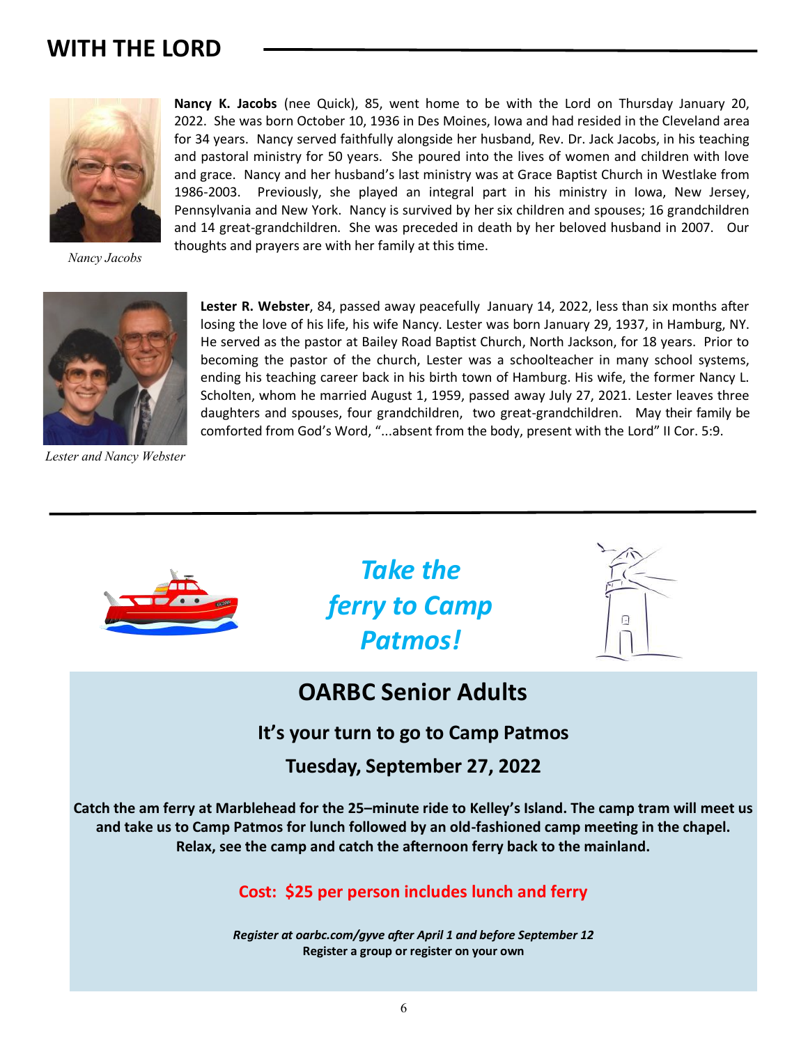## WITH THE LORD

*Nancy Jacobs*

**Nancy K. Jacobs** (nee Quick), 85, went home to be with the Lord on Thursday January 20, 2022. She was born October 10, 1936 in Des Moines, Iowa and had resided in the Cleveland area for 34 years. Nancy served faithfully alongside her husband, Rev. Dr. Jack Jacobs, in his teaching and pastoral ministry for 50 years. She poured into the lives of women and children with love and grace. Nancy and her husband's last ministry was at Grace Baptist Church in Westlake from 1986-2003. Previously, she played an integral part in his ministry in Iowa, New Jersey, Pennsylvania and New York. Nancy is survived by her six children and spouses; 16 grandchildren and 14 great-grandchildren. She was preceded in death by her beloved husband in 2007. Our thoughts and prayers are with her family at this time.

*Lester and Nancy Webster*

**Lester R. Webster**, 84, passed away peacefully January 14, 2022, less than six months after losing the love of his life, his wife Nancy. Lester was born January 29, 1937, in Hamburg, NY. He served as the pastor at Bailey Road Baptist Church, North Jackson, for 18 years. Prior to becoming the pastor of the church, Lester was a schoolteacher in many school systems, ending his teaching career back in his birth town of Hamburg. His wife, the former Nancy L. Scholten, whom he married August 1, 1959, passed away July 27, 2021. Lester leaves three daughters and spouses, four grandchildren, two great-grandchildren. May their family be comforted from God's Word, "...absent from the body, present with the Lord" II Cor. 5:9.

---

***Take the ferry to Camp Patmos!***

## OARBC Senior Adults

### It's your turn to go to Camp Patmos

### Tuesday, September 27, 2022

**Catch the am ferry at Marblehead for the 25–minute ride to Kelley's Island. The camp tram will meet us and take us to Camp Patmos for lunch followed by an old-fashioned camp meeting in the chapel. Relax, see the camp and catch the afternoon ferry back to the mainland.**

**Cost: $25 per person includes lunch and ferry**

***Register at oarbc.com/gyve after April 1 and before September 12***
**Register a group or register on your own**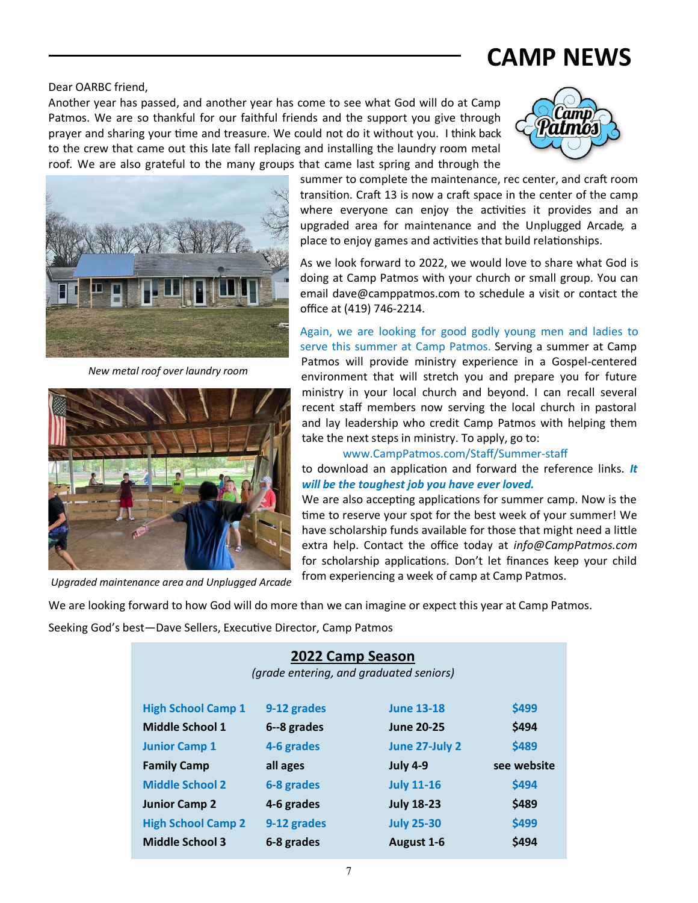# CAMP NEWS

Dear OARBC friend,

Another year has passed, and another year has come to see what God will do at Camp Patmos. We are so thankful for our faithful friends and the support you give through prayer and sharing your time and treasure. We could not do it without you. I think back to the crew that came out this late fall replacing and installing the laundry room metal roof. We are also grateful to the many groups that came last spring and through the summer to complete the maintenance, rec center, and craft room transition. Craft 13 is now a craft space in the center of the camp where everyone can enjoy the activities it provides and an upgraded area for maintenance and the Unplugged Arcade, a place to enjoy games and activities that build relationships.

*New metal roof over laundry room*

*Upgraded maintenance area and Unplugged Arcade*

As we look forward to 2022, we would love to share what God is doing at Camp Patmos with your church or small group. You can email dave@camppatmos.com to schedule a visit or contact the office at (419) 746-2214.

Again, we are looking for good godly young men and ladies to serve this summer at Camp Patmos. Serving a summer at Camp Patmos will provide ministry experience in a Gospel-centered environment that will stretch you and prepare you for future ministry in your local church and beyond. I can recall several recent staff members now serving the local church in pastoral and lay leadership who credit Camp Patmos with helping them take the next steps in ministry. To apply, go to:

www.CampPatmos.com/Staff/Summer-staff

to download an application and forward the reference links. ***It will be the toughest job you have ever loved.***

We are also accepting applications for summer camp. Now is the time to reserve your spot for the best week of your summer! We have scholarship funds available for those that might need a little extra help. Contact the office today at *info@CampPatmos.com* for scholarship applications. Don't let finances keep your child from experiencing a week of camp at Camp Patmos.

We are looking forward to how God will do more than we can imagine or expect this year at Camp Patmos.

Seeking God's best—Dave Sellers, Executive Director, Camp Patmos

## 2022 Camp Season

*(grade entering, and graduated seniors)*

| Camp | Grades | Dates | Price |
|---|---|---|---|
| **High School Camp 1** | **9-12 grades** | **June 13-18** | **$499** |
| **Middle School 1** | **6--8 grades** | **June 20-25** | **$494** |
| **Junior Camp 1** | **4-6 grades** | **June 27-July 2** | **$489** |
| **Family Camp** | **all ages** | **July 4-9** | **see website** |
| **Middle School 2** | **6-8 grades** | **July 11-16** | **$494** |
| **Junior Camp 2** | **4-6 grades** | **July 18-23** | **$489** |
| **High School Camp 2** | **9-12 grades** | **July 25-30** | **$499** |
| **Middle School 3** | **6-8 grades** | **August 1-6** | **$494** |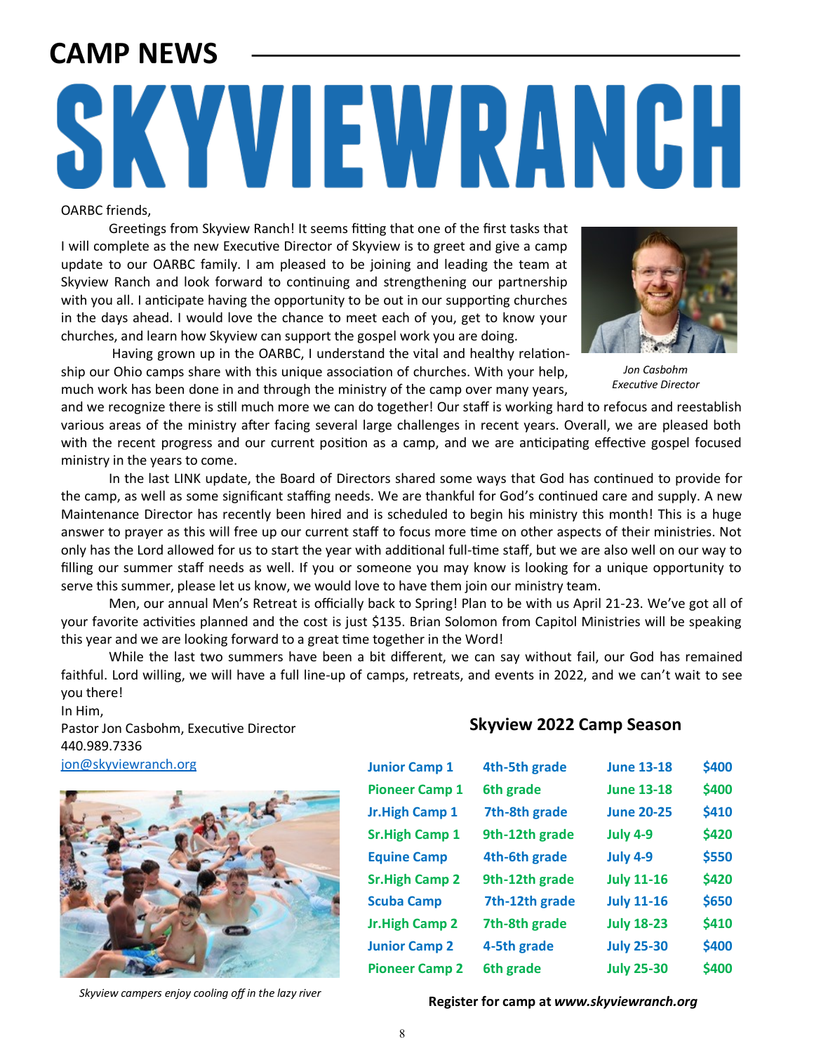# CAMP NEWS

# SKYVIEWRANCH

OARBC friends,

Greetings from Skyview Ranch! It seems fitting that one of the first tasks that I will complete as the new Executive Director of Skyview is to greet and give a camp update to our OARBC family. I am pleased to be joining and leading the team at Skyview Ranch and look forward to continuing and strengthening our partnership with you all. I anticipate having the opportunity to be out in our supporting churches in the days ahead. I would love the chance to meet each of you, get to know your churches, and learn how Skyview can support the gospel work you are doing.

*Jon Casbohm*
*Executive Director*

Having grown up in the OARBC, I understand the vital and healthy relationship our Ohio camps share with this unique association of churches. With your help, much work has been done in and through the ministry of the camp over many years, and we recognize there is still much more we can do together! Our staff is working hard to refocus and reestablish various areas of the ministry after facing several large challenges in recent years. Overall, we are pleased both with the recent progress and our current position as a camp, and we are anticipating effective gospel focused ministry in the years to come.

In the last LINK update, the Board of Directors shared some ways that God has continued to provide for the camp, as well as some significant staffing needs. We are thankful for God's continued care and supply. A new Maintenance Director has recently been hired and is scheduled to begin his ministry this month! This is a huge answer to prayer as this will free up our current staff to focus more time on other aspects of their ministries. Not only has the Lord allowed for us to start the year with additional full-time staff, but we are also well on our way to filling our summer staff needs as well. If you or someone you may know is looking for a unique opportunity to serve this summer, please let us know, we would love to have them join our ministry team.

Men, our annual Men's Retreat is officially back to Spring! Plan to be with us April 21-23. We've got all of your favorite activities planned and the cost is just $135. Brian Solomon from Capitol Ministries will be speaking this year and we are looking forward to a great time together in the Word!

While the last two summers have been a bit different, we can say without fail, our God has remained faithful. Lord willing, we will have a full line-up of camps, retreats, and events in 2022, and we can't wait to see you there!

In Him,
Pastor Jon Casbohm, Executive Director
440.989.7336
jon@skyviewranch.org

*Skyview campers enjoy cooling off in the lazy river*

## Skyview 2022 Camp Season

| Camp | Grade | Dates | Cost |
|---|---|---|---|
| Junior Camp 1 | 4th-5th grade | June 13-18 | $400 |
| Pioneer Camp 1 | 6th grade | June 13-18 | $400 |
| Jr.High Camp 1 | 7th-8th grade | June 20-25 | $410 |
| Sr.High Camp 1 | 9th-12th grade | July 4-9 | $420 |
| Equine Camp | 4th-6th grade | July 4-9 | $550 |
| Sr.High Camp 2 | 9th-12th grade | July 11-16 | $420 |
| Scuba Camp | 7th-12th grade | July 11-16 | $650 |
| Jr.High Camp 2 | 7th-8th grade | July 18-23 | $410 |
| Junior Camp 2 | 4-5th grade | July 25-30 | $400 |
| Pioneer Camp 2 | 6th grade | July 25-30 | $400 |

**Register for camp at *www.skyviewranch.org***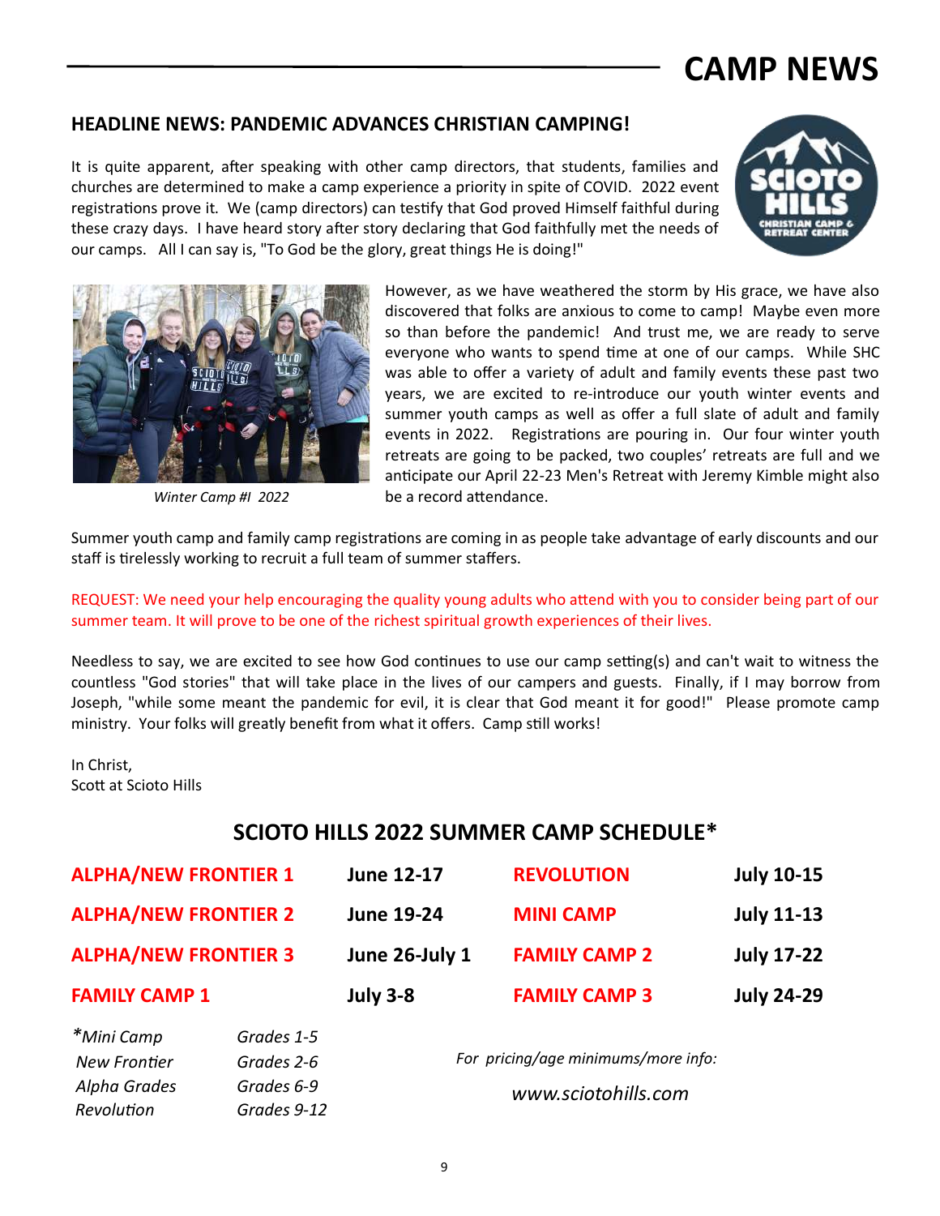# CAMP NEWS

## HEADLINE NEWS: PANDEMIC ADVANCES CHRISTIAN CAMPING!

It is quite apparent, after speaking with other camp directors, that students, families and churches are determined to make a camp experience a priority in spite of COVID. 2022 event registrations prove it. We (camp directors) can testify that God proved Himself faithful during these crazy days. I have heard story after story declaring that God faithfully met the needs of our camps. All I can say is, "To God be the glory, great things He is doing!"

*Winter Camp #I 2022*

However, as we have weathered the storm by His grace, we have also discovered that folks are anxious to come to camp! Maybe even more so than before the pandemic! And trust me, we are ready to serve everyone who wants to spend time at one of our camps. While SHC was able to offer a variety of adult and family events these past two years, we are excited to re-introduce our youth winter events and summer youth camps as well as offer a full slate of adult and family events in 2022. Registrations are pouring in. Our four winter youth retreats are going to be packed, two couples' retreats are full and we anticipate our April 22-23 Men's Retreat with Jeremy Kimble might also be a record attendance.

Summer youth camp and family camp registrations are coming in as people take advantage of early discounts and our staff is tirelessly working to recruit a full team of summer staffers.

REQUEST: We need your help encouraging the quality young adults who attend with you to consider being part of our summer team. It will prove to be one of the richest spiritual growth experiences of their lives.

Needless to say, we are excited to see how God continues to use our camp setting(s) and can't wait to witness the countless "God stories" that will take place in the lives of our campers and guests. Finally, if I may borrow from Joseph, "while some meant the pandemic for evil, it is clear that God meant it for good!" Please promote camp ministry. Your folks will greatly benefit from what it offers. Camp still works!

In Christ,
Scott at Scioto Hills

## SCIOTO HILLS 2022 SUMMER CAMP SCHEDULE*

| | | | |
|---|---|---|---|
| **ALPHA/NEW FRONTIER 1** | **June 12-17** | **REVOLUTION** | **July 10-15** |
| **ALPHA/NEW FRONTIER 2** | **June 19-24** | **MINI CAMP** | **July 11-13** |
| **ALPHA/NEW FRONTIER 3** | **June 26-July 1** | **FAMILY CAMP 2** | **July 17-22** |
| **FAMILY CAMP 1** | **July 3-8** | **FAMILY CAMP 3** | **July 24-29** |

| | |
|---|---|
| *\*Mini Camp* | *Grades 1-5* |
| *New Frontier* | *Grades 2-6* |
| *Alpha Grades* | *Grades 6-9* |
| *Revolution* | *Grades 9-12* |

*For pricing/age minimums/more info:*

*www.sciotohills.com*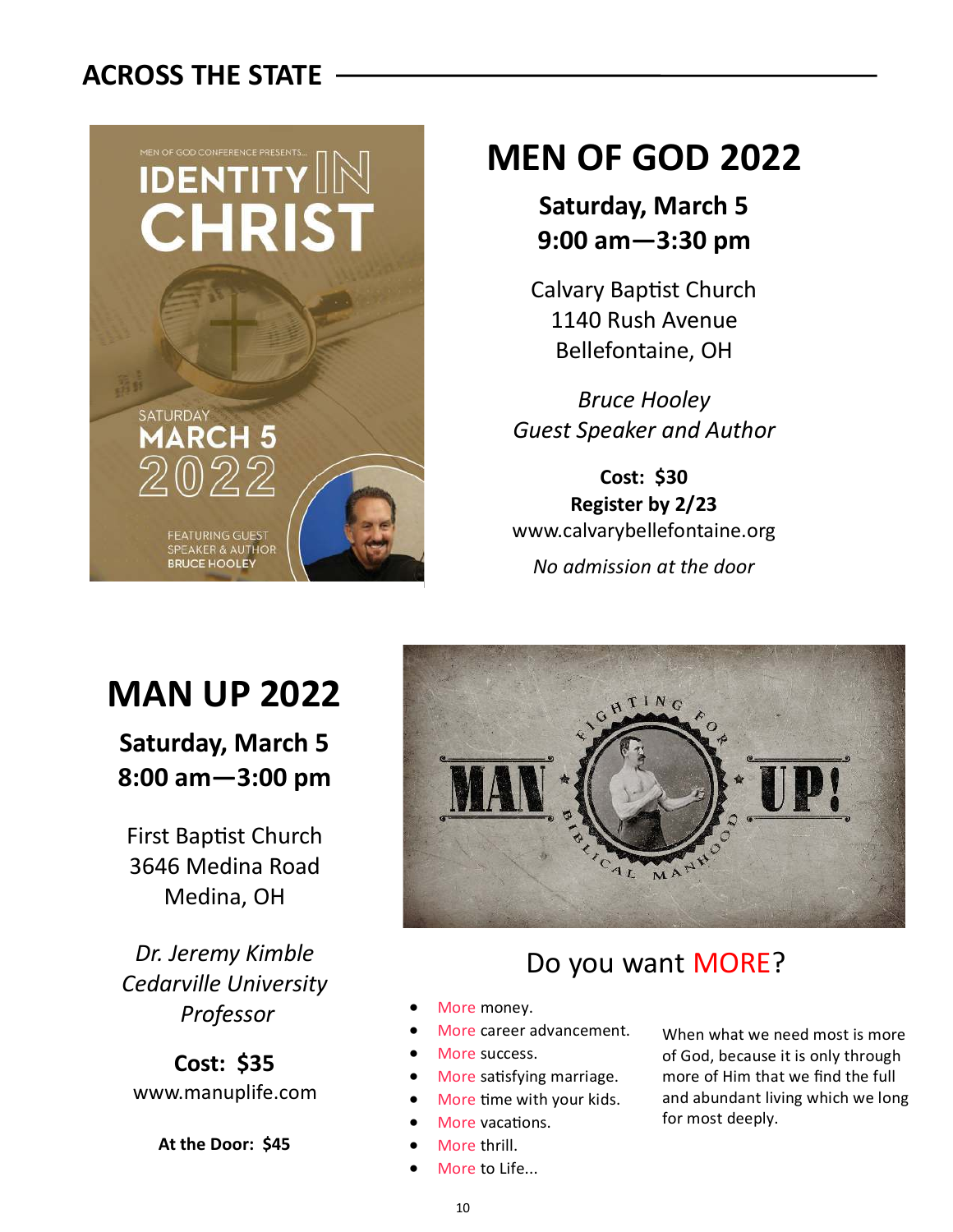## ACROSS THE STATE

# MEN OF GOD 2022

**Saturday, March 5**
**9:00 am—3:30 pm**

Calvary Baptist Church
1140 Rush Avenue
Bellefontaine, OH

*Bruce Hooley*
*Guest Speaker and Author*

**Cost: $30**
**Register by 2/23**
www.calvarybellefontaine.org

*No admission at the door*

# MAN UP 2022

**Saturday, March 5**
**8:00 am—3:00 pm**

First Baptist Church
3646 Medina Road
Medina, OH

*Dr. Jeremy Kimble*
*Cedarville University*
*Professor*

**Cost: $35**
www.manuplife.com

**At the Door: $45**

## Do you want MORE?

- More money.
- More career advancement.
- More success.
- More satisfying marriage.
- More time with your kids.
- More vacations.
- More thrill.
- More to Life...

When what we need most is more of God, because it is only through more of Him that we find the full and abundant living which we long for most deeply.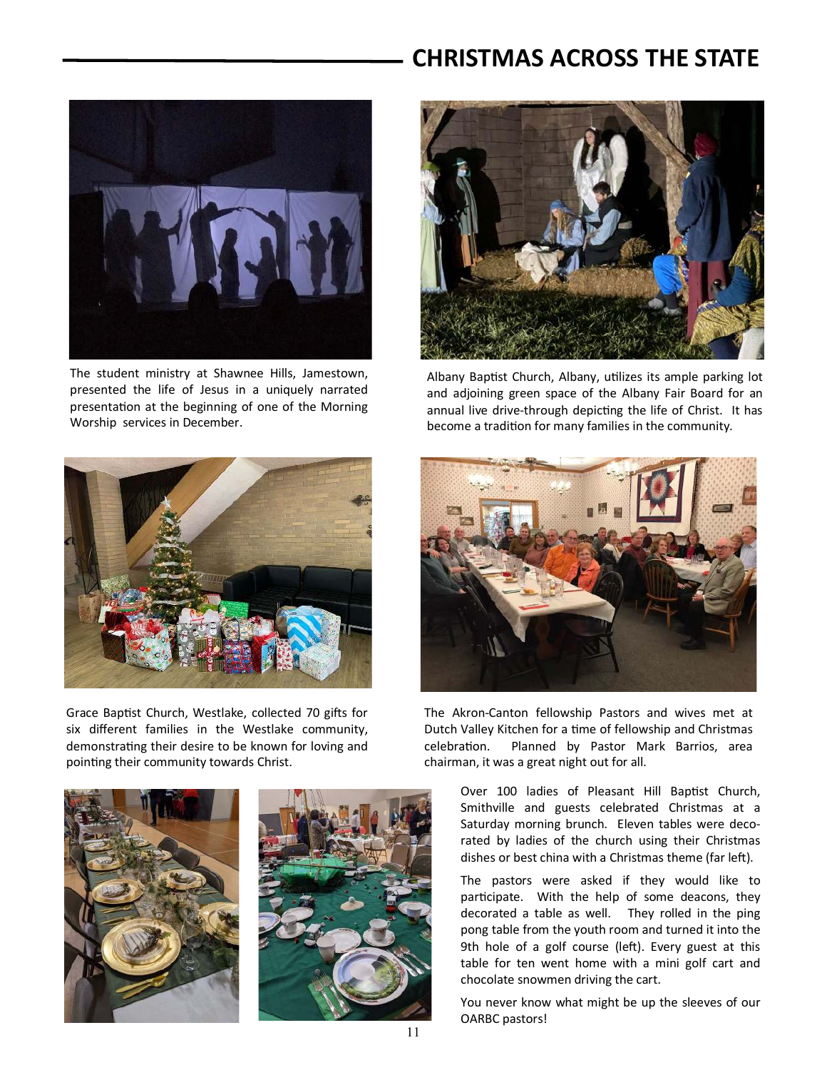## CHRISTMAS ACROSS THE STATE

The student ministry at Shawnee Hills, Jamestown, presented the life of Jesus in a uniquely narrated presentation at the beginning of one of the Morning Worship services in December.

Albany Baptist Church, Albany, utilizes its ample parking lot and adjoining green space of the Albany Fair Board for an annual live drive-through depicting the life of Christ. It has become a tradition for many families in the community.

Grace Baptist Church, Westlake, collected 70 gifts for six different families in the Westlake community, demonstrating their desire to be known for loving and pointing their community towards Christ.

The Akron-Canton fellowship Pastors and wives met at Dutch Valley Kitchen for a time of fellowship and Christmas celebration. Planned by Pastor Mark Barrios, area chairman, it was a great night out for all.

Over 100 ladies of Pleasant Hill Baptist Church, Smithville and guests celebrated Christmas at a Saturday morning brunch. Eleven tables were decorated by ladies of the church using their Christmas dishes or best china with a Christmas theme (far left).

The pastors were asked if they would like to participate. With the help of some deacons, they decorated a table as well. They rolled in the ping pong table from the youth room and turned it into the 9th hole of a golf course (left). Every guest at this table for ten went home with a mini golf cart and chocolate snowmen driving the cart.

You never know what might be up the sleeves of our OARBC pastors!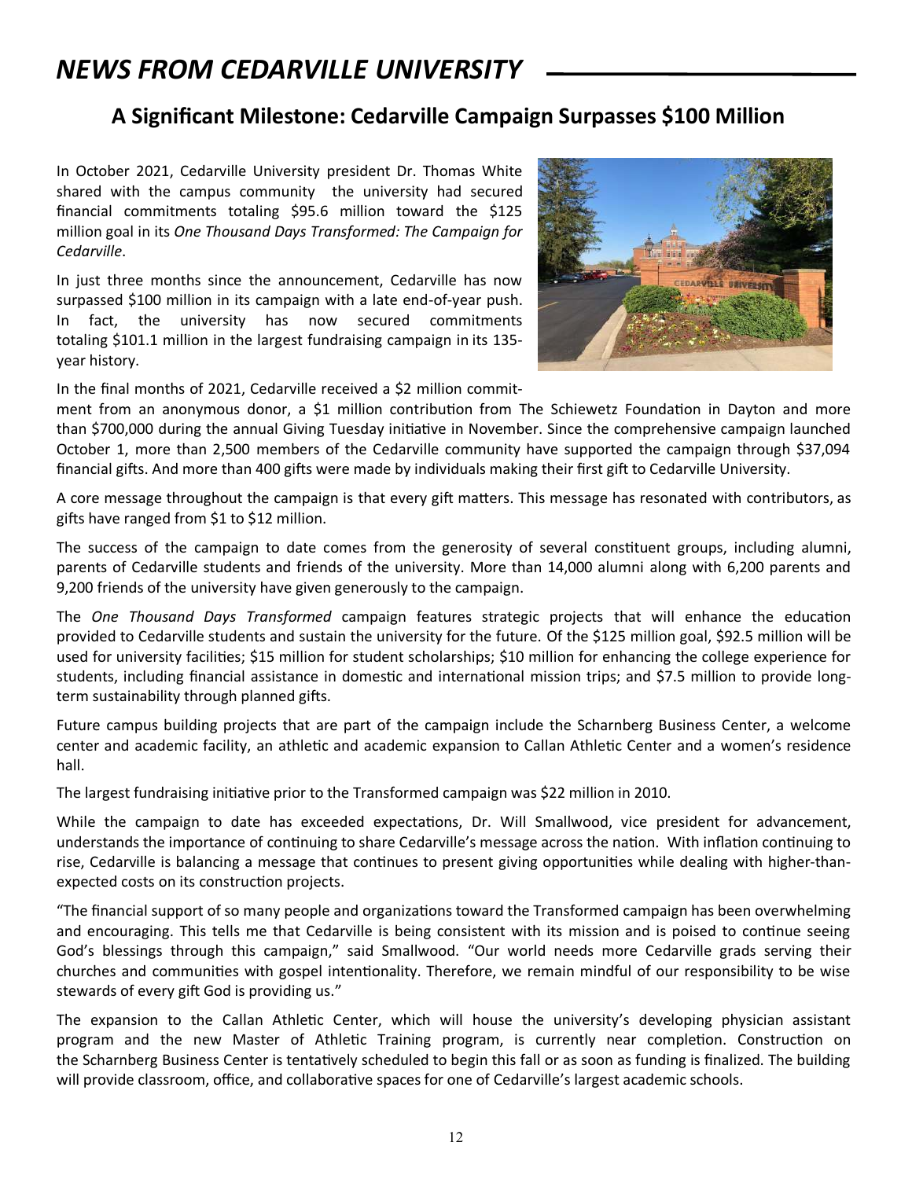# *NEWS FROM CEDARVILLE UNIVERSITY*

## A Significant Milestone: Cedarville Campaign Surpasses $100 Million

In October 2021, Cedarville University president Dr. Thomas White shared with the campus community the university had secured financial commitments totaling $95.6 million toward the $125 million goal in its *One Thousand Days Transformed: The Campaign for Cedarville*.

In just three months since the announcement, Cedarville has now surpassed $100 million in its campaign with a late end-of-year push. In fact, the university has now secured commitments totaling $101.1 million in the largest fundraising campaign in its 135-year history.

In the final months of 2021, Cedarville received a $2 million commitment from an anonymous donor, a $1 million contribution from The Schiewetz Foundation in Dayton and more than $700,000 during the annual Giving Tuesday initiative in November. Since the comprehensive campaign launched October 1, more than 2,500 members of the Cedarville community have supported the campaign through $37,094 financial gifts. And more than 400 gifts were made by individuals making their first gift to Cedarville University.

A core message throughout the campaign is that every gift matters. This message has resonated with contributors, as gifts have ranged from $1 to $12 million.

The success of the campaign to date comes from the generosity of several constituent groups, including alumni, parents of Cedarville students and friends of the university. More than 14,000 alumni along with 6,200 parents and 9,200 friends of the university have given generously to the campaign.

The *One Thousand Days Transformed* campaign features strategic projects that will enhance the education provided to Cedarville students and sustain the university for the future. Of the $125 million goal, $92.5 million will be used for university facilities; $15 million for student scholarships; $10 million for enhancing the college experience for students, including financial assistance in domestic and international mission trips; and $7.5 million to provide long-term sustainability through planned gifts.

Future campus building projects that are part of the campaign include the Scharnberg Business Center, a welcome center and academic facility, an athletic and academic expansion to Callan Athletic Center and a women's residence hall.

The largest fundraising initiative prior to the Transformed campaign was $22 million in 2010.

While the campaign to date has exceeded expectations, Dr. Will Smallwood, vice president for advancement, understands the importance of continuing to share Cedarville's message across the nation. With inflation continuing to rise, Cedarville is balancing a message that continues to present giving opportunities while dealing with higher-than-expected costs on its construction projects.

"The financial support of so many people and organizations toward the Transformed campaign has been overwhelming and encouraging. This tells me that Cedarville is being consistent with its mission and is poised to continue seeing God's blessings through this campaign," said Smallwood. "Our world needs more Cedarville grads serving their churches and communities with gospel intentionality. Therefore, we remain mindful of our responsibility to be wise stewards of every gift God is providing us."

The expansion to the Callan Athletic Center, which will house the university's developing physician assistant program and the new Master of Athletic Training program, is currently near completion. Construction on the Scharnberg Business Center is tentatively scheduled to begin this fall or as soon as funding is finalized. The building will provide classroom, office, and collaborative spaces for one of Cedarville's largest academic schools.